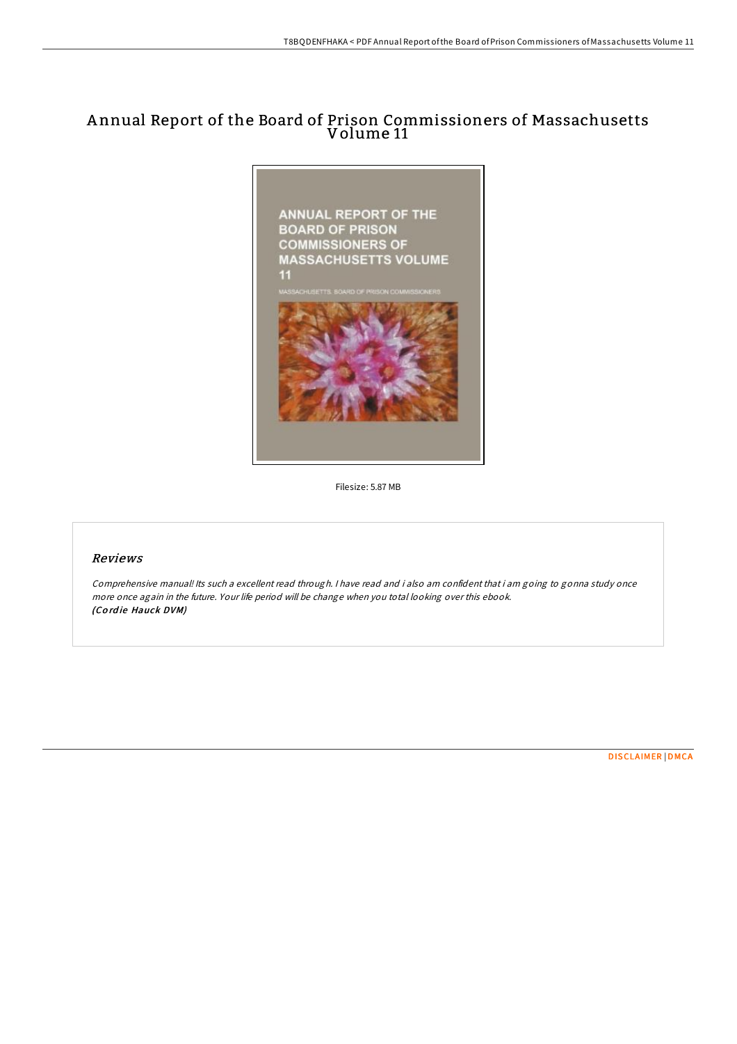# Annual Report of the Board of Prison Commissioners of Massachusetts Volume 11

Filesize: 5.87 MB

## *Reviews*

*Comprehensive manual! Its such a excellent read through. I have read and i also am confident that i am going to gonna study once more once again in the future. Your life period will be change when you total looking over this ebook.*
***(Cordie Hauck DVM)***

DISCLAIMER | DMCA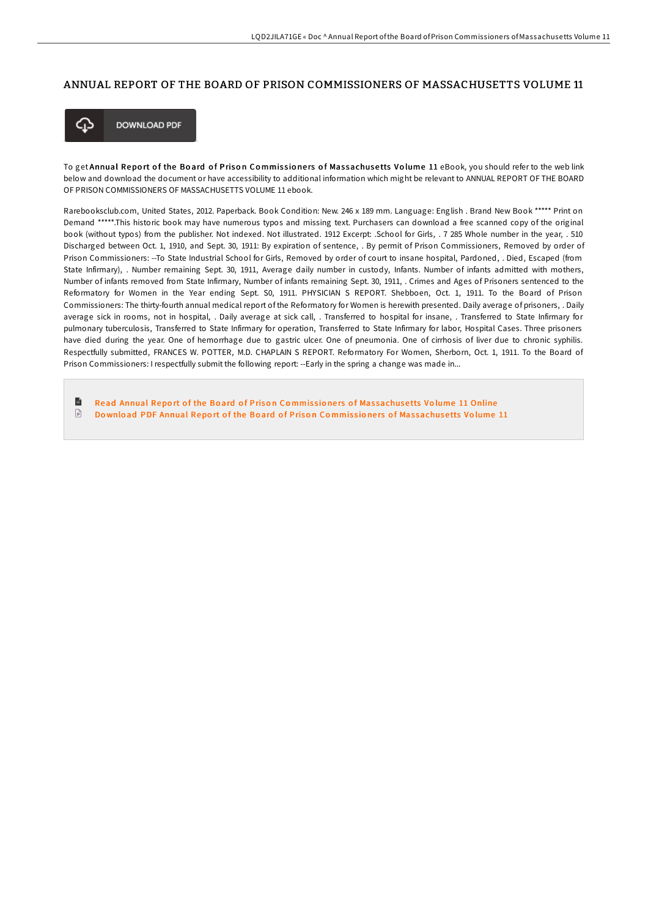# ANNUAL REPORT OF THE BOARD OF PRISON COMMISSIONERS OF MASSACHUSETTS VOLUME 11

DOWNLOAD PDF

To get **Annual Report of the Board of Prison Commissioners of Massachusetts Volume 11** eBook, you should refer to the web link below and download the document or have accessibility to additional information which might be relevant to ANNUAL REPORT OF THE BOARD OF PRISON COMMISSIONERS OF MASSACHUSETTS VOLUME 11 ebook.

Rarebooksclub.com, United States, 2012. Paperback. Book Condition: New. 246 x 189 mm. Language: English . Brand New Book ***** Print on Demand *****.This historic book may have numerous typos and missing text. Purchasers can download a free scanned copy of the original book (without typos) from the publisher. Not indexed. Not illustrated. 1912 Excerpt: .School for Girls, . 7 285 Whole number in the year, . 510 Discharged between Oct. 1, 1910, and Sept. 30, 1911: By expiration of sentence, . By permit of Prison Commissioners, Removed by order of Prison Commissioners: --To State Industrial School for Girls, Removed by order of court to insane hospital, Pardoned, . Died, Escaped (from State Infirmary), . Number remaining Sept. 30, 1911, Average daily number in custody, Infants. Number of infants admitted with mothers, Number of infants removed from State Infirmary, Number of infants remaining Sept. 30, 1911, . Crimes and Ages of Prisoners sentenced to the Reformatory for Women in the Year ending Sept. S0, 1911. PHYSICIAN S REPORT. Shebboen, Oct. 1, 1911. To the Board of Prison Commissioners: The thirty-fourth annual medical report of the Reformatory for Women is herewith presented. Daily average of prisoners, . Daily average sick in rooms, not in hospital, . Daily average at sick call, . Transferred to hospital for insane, . Transferred to State Infirmary for pulmonary tuberculosis, Transferred to State Infirmary for operation, Transferred to State Infirmary for labor, Hospital Cases. Three prisoners have died during the year. One of hemorrhage due to gastric ulcer. One of pneumonia. One of cirrhosis of liver due to chronic syphilis. Respectfully submitted, FRANCES W. POTTER, M.D. CHAPLAIN S REPORT. Reformatory For Women, Sherborn, Oct. 1, 1911. To the Board of Prison Commissioners: I respectfully submit the following report: --Early in the spring a change was made in...

- Read Annual Report of the Board of Prison Commissioners of Massachusetts Volume 11 Online
- Download PDF Annual Report of the Board of Prison Commissioners of Massachusetts Volume 11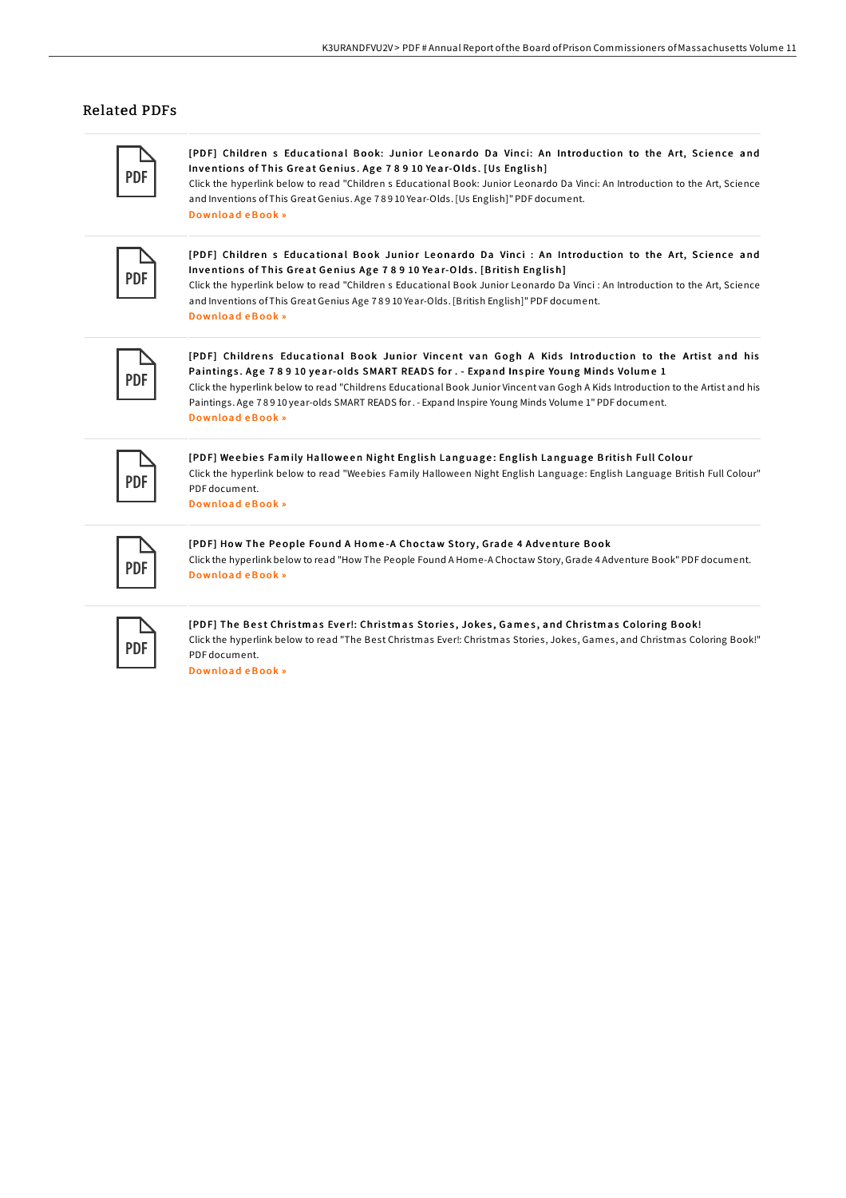## Related PDFs

[PDF] Children s Educational Book: Junior Leonardo Da Vinci: An Introduction to the Art, Science and Inventions of This Great Genius. Age 7 8 9 10 Year-Olds. [Us English]

Click the hyperlink below to read "Children s Educational Book: Junior Leonardo Da Vinci: An Introduction to the Art, Science and Inventions of This Great Genius. Age 7 8 9 10 Year-Olds. [Us English]" PDF document.

Download eBook »

[PDF] Children s Educational Book Junior Leonardo Da Vinci : An Introduction to the Art, Science and Inventions of This Great Genius Age 7 8 9 10 Year-Olds. [British English]

Click the hyperlink below to read "Children s Educational Book Junior Leonardo Da Vinci : An Introduction to the Art, Science and Inventions of This Great Genius Age 7 8 9 10 Year-Olds. [British English]" PDF document.

Download eBook »

[PDF] Childrens Educational Book Junior Vincent van Gogh A Kids Introduction to the Artist and his Paintings. Age 7 8 9 10 year-olds SMART READS for . - Expand Inspire Young Minds Volume 1

Click the hyperlink below to read "Childrens Educational Book Junior Vincent van Gogh A Kids Introduction to the Artist and his Paintings. Age 7 8 9 10 year-olds SMART READS for . - Expand Inspire Young Minds Volume 1" PDF document.

Download eBook »

[PDF] Weebies Family Halloween Night English Language: English Language British Full Colour

Click the hyperlink below to read "Weebies Family Halloween Night English Language: English Language British Full Colour" PDF document.

Download eBook »

[PDF] How The People Found A Home-A Choctaw Story, Grade 4 Adventure Book

Click the hyperlink below to read "How The People Found A Home-A Choctaw Story, Grade 4 Adventure Book" PDF document.

Download eBook »

[PDF] The Best Christmas Ever!: Christmas Stories, Jokes, Games, and Christmas Coloring Book!

Click the hyperlink below to read "The Best Christmas Ever!: Christmas Stories, Jokes, Games, and Christmas Coloring Book!" PDF document.

Download eBook »